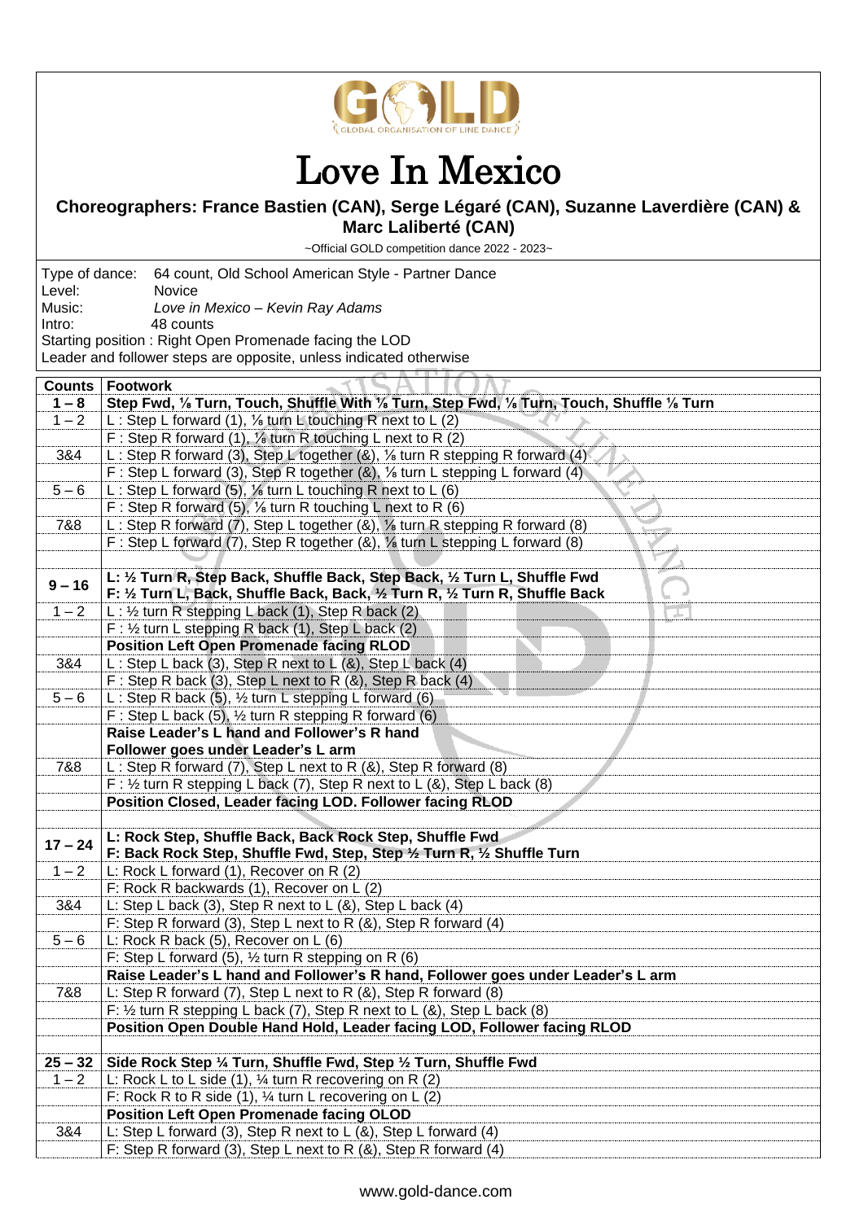# Love In Mexico

**Choreographers: France Bastien (CAN), Serge Légaré (CAN), Suzanne Laverdière (CAN) & Marc Laliberté (CAN)**

~Official GOLD competition dance 2022 - 2023~

Type of dance: 64 count, Old School American Style - Partner Dance
Level: Novice
Music: *Love in Mexico – Kevin Ray Adams*
Intro: 48 counts
Starting position : Right Open Promenade facing the LOD
Leader and follower steps are opposite, unless indicated otherwise

| Counts | Footwork |
|---|---|
| **1 – 8** | **Step Fwd, ⅛ Turn, Touch, Shuffle With ⅛ Turn, Step Fwd, ⅛ Turn, Touch, Shuffle ⅛ Turn** |
| 1 – 2 | L : Step L forward (1), ⅛ turn L touching R next to L (2) |
| | F : Step R forward (1), ⅛ turn R touching L next to R (2) |
| 3&4 | L : Step R forward (3), Step L together (&), ⅛ turn R stepping R forward (4) |
| | F : Step L forward (3), Step R together (&), ⅛ turn L stepping L forward (4) |
| 5 – 6 | L : Step L forward (5), ⅛ turn L touching R next to L (6) |
| | F : Step R forward (5), ⅛ turn R touching L next to R (6) |
| 7&8 | L : Step R forward (7), Step L together (&), ⅛ turn R stepping R forward (8) |
| | F : Step L forward (7), Step R together (&), ⅛ turn L stepping L forward (8) |
| | |
| **9 – 16** | **L: ½ Turn R, Step Back, Shuffle Back, Step Back, ½ Turn L, Shuffle Fwd<br>F: ½ Turn L, Back, Shuffle Back, Back, ½ Turn R, ½ Turn R, Shuffle Back** |
| 1 – 2 | L : ½ turn R stepping L back (1), Step R back (2) |
| | F : ½ turn L stepping R back (1), Step L back (2) |
| | **Position Left Open Promenade facing RLOD** |
| 3&4 | L : Step L back (3), Step R next to L (&), Step L back (4) |
| | F : Step R back (3), Step L next to R (&), Step R back (4) |
| 5 – 6 | L : Step R back (5), ½ turn L stepping L forward (6) |
| | F : Step L back (5), ½ turn R stepping R forward (6) |
| | **Raise Leader's L hand and Follower's R hand<br>Follower goes under Leader's L arm** |
| 7&8 | L : Step R forward (7), Step L next to R (&), Step R forward (8) |
| | F : ½ turn R stepping L back (7), Step R next to L (&), Step L back (8) |
| | **Position Closed, Leader facing LOD. Follower facing RLOD** |
| | |
| **17 – 24** | **L: Rock Step, Shuffle Back, Back Rock Step, Shuffle Fwd<br>F: Back Rock Step, Shuffle Fwd, Step, Step ½ Turn R, ½ Shuffle Turn** |
| 1 – 2 | L: Rock L forward (1), Recover on R (2) |
| | F: Rock R backwards (1), Recover on L (2) |
| 3&4 | L: Step L back (3), Step R next to L (&), Step L back (4) |
| | F: Step R forward (3), Step L next to R (&), Step R forward (4) |
| 5 – 6 | L: Rock R back (5), Recover on L (6) |
| | F: Step L forward (5), ½ turn R stepping on R (6) |
| | **Raise Leader's L hand and Follower's R hand, Follower goes under Leader's L arm** |
| 7&8 | L: Step R forward (7), Step L next to R (&), Step R forward (8) |
| | F: ½ turn R stepping L back (7), Step R next to L (&), Step L back (8) |
| | **Position Open Double Hand Hold, Leader facing LOD, Follower facing RLOD** |
| | |
| **25 – 32** | **Side Rock Step ¼ Turn, Shuffle Fwd, Step ½ Turn, Shuffle Fwd** |
| 1 – 2 | L: Rock L to L side (1), ¼ turn R recovering on R (2) |
| | F: Rock R to R side (1), ¼ turn L recovering on L (2) |
| | **Position Left Open Promenade facing OLOD** |
| 3&4 | L: Step L forward (3), Step R next to L (&), Step L forward (4) |
| | F: Step R forward (3), Step L next to R (&), Step R forward (4) |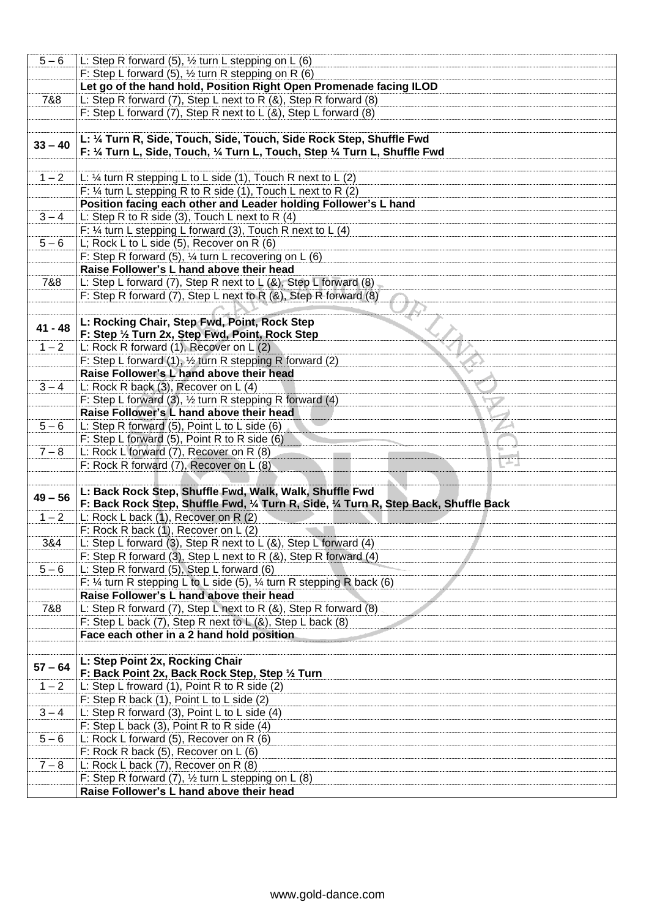| | |
|---|---|
| 5 – 6 | L: Step R forward (5), ½ turn L stepping on L (6) |
| | F: Step L forward (5), ½ turn R stepping on R (6) |
| | **Let go of the hand hold, Position Right Open Promenade facing ILOD** |
| 7&8 | L: Step R forward (7), Step L next to R (&), Step R forward (8) |
| | F: Step L forward (7), Step R next to L (&), Step L forward (8) |
| | |
| **33 – 40** | **L: ¼ Turn R, Side, Touch, Side, Touch, Side Rock Step, Shuffle Fwd<br>F: ¼ Turn L, Side, Touch, ¼ Turn L, Touch, Step ¼ Turn L, Shuffle Fwd** |
| | |
| 1 – 2 | L: ¼ turn R stepping L to L side (1), Touch R next to L (2) |
| | F: ¼ turn L stepping R to R side (1), Touch L next to R (2) |
| | **Position facing each other and Leader holding Follower's L hand** |
| 3 – 4 | L: Step R to R side (3), Touch L next to R (4) |
| | F: ¼ turn L stepping L forward (3), Touch R next to L (4) |
| 5 – 6 | L; Rock L to L side (5), Recover on R (6) |
| | F: Step R forward (5), ¼ turn L recovering on L (6) |
| | **Raise Follower's L hand above their head** |
| 7&8 | L: Step L forward (7), Step R next to L (&), Step L forward (8) |
| | F: Step R forward (7), Step L next to R (&), Step R forward (8) |
| | |
| **41 - 48** | **L: Rocking Chair, Step Fwd, Point, Rock Step<br>F: Step ½ Turn 2x, Step Fwd, Point, Rock Step** |
| 1 – 2 | L: Rock R forward (1), Recover on L (2) |
| | F: Step L forward (1), ½ turn R stepping R forward (2) |
| | **Raise Follower's L hand above their head** |
| 3 – 4 | L: Rock R back (3), Recover on L (4) |
| | F: Step L forward (3), ½ turn R stepping R forward (4) |
| | **Raise Follower's L hand above their head** |
| 5 – 6 | L: Step R forward (5), Point L to L side (6) |
| | F: Step L forward (5), Point R to R side (6) |
| 7 – 8 | L: Rock L forward (7), Recover on R (8) |
| | F: Rock R forward (7), Recover on L (8) |
| | |
| **49 – 56** | **L: Back Rock Step, Shuffle Fwd, Walk, Walk, Shuffle Fwd<br>F: Back Rock Step, Shuffle Fwd, ¼ Turn R, Side, ¼ Turn R, Step Back, Shuffle Back** |
| 1 – 2 | L: Rock L back (1), Recover on R (2) |
| | F: Rock R back (1), Recover on L (2) |
| 3&4 | L: Step L forward (3), Step R next to L (&), Step L forward (4) |
| | F: Step R forward (3), Step L next to R (&), Step R forward (4) |
| 5 – 6 | L: Step R forward (5), Step L forward (6) |
| | F: ¼ turn R stepping L to L side (5), ¼ turn R stepping R back (6) |
| | **Raise Follower's L hand above their head** |
| 7&8 | L: Step R forward (7), Step L next to R (&), Step R forward (8) |
| | F: Step L back (7), Step R next to L (&), Step L back (8) |
| | **Face each other in a 2 hand hold position** |
| | |
| **57 – 64** | **L: Step Point 2x, Rocking Chair<br>F: Back Point 2x, Back Rock Step, Step ½ Turn** |
| 1 – 2 | L: Step L froward (1), Point R to R side (2) |
| | F: Step R back (1), Point L to L side (2) |
| 3 – 4 | L: Step R forward (3), Point L to L side (4) |
| | F: Step L back (3), Point R to R side (4) |
| 5 – 6 | L: Rock L forward (5), Recover on R (6) |
| | F: Rock R back (5), Recover on L (6) |
| 7 – 8 | L: Rock L back (7), Recover on R (8) |
| | F: Step R forward (7), ½ turn L stepping on L (8) |
| | **Raise Follower's L hand above their head** |

www.gold-dance.com